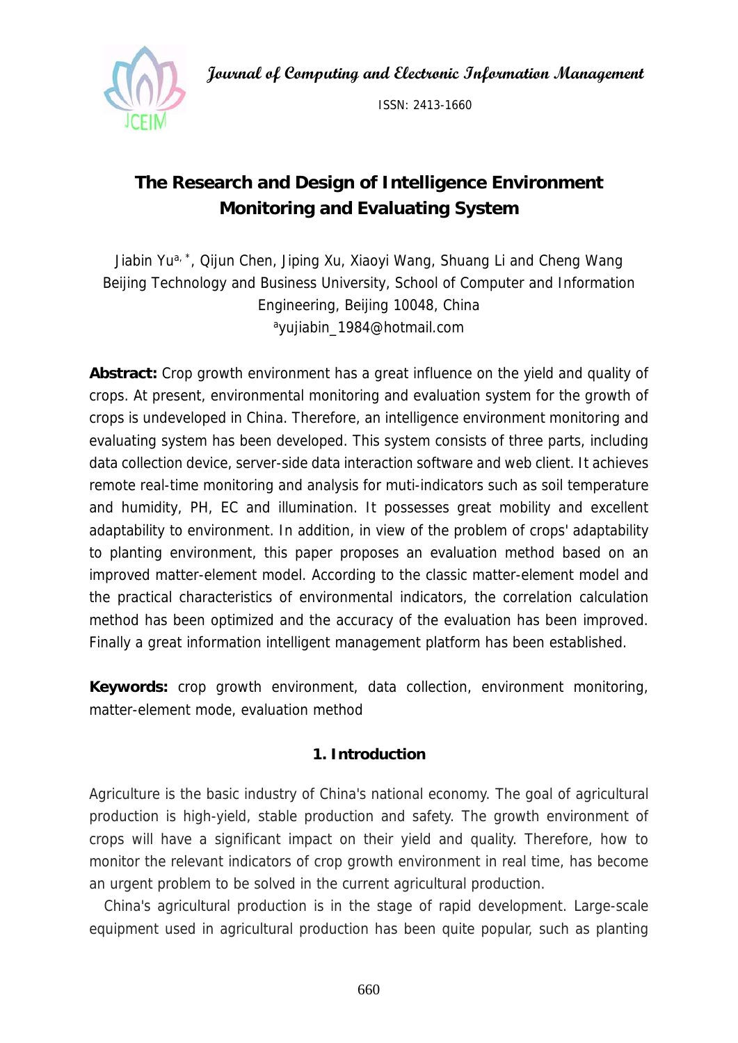# The Research and Design of Intelligence Environment Monitoring and Evaluating System

Jiabin Yu[a, *], Qijun Chen, Jiping Xu, Xiaoyi Wang, Shuang Li and Cheng Wang

Beijing Technology and Business University, School of Computer and Information Engineering, Beijing 10048, China

[a]yujiabin_1984@hotmail.com

**Abstract:** Crop growth environment has a great influence on the yield and quality of crops. At present, environmental monitoring and evaluation system for the growth of crops is undeveloped in China. Therefore, an intelligence environment monitoring and evaluating system has been developed. This system consists of three parts, including data collection device, server-side data interaction software and web client. It achieves remote real-time monitoring and analysis for muti-indicators such as soil temperature and humidity, PH, EC and illumination. It possesses great mobility and excellent adaptability to environment. In addition, in view of the problem of crops' adaptability to planting environment, this paper proposes an evaluation method based on an improved matter-element model. According to the classic matter-element model and the practical characteristics of environmental indicators, the correlation calculation method has been optimized and the accuracy of the evaluation has been improved. Finally a great information intelligent management platform has been established.

**Keywords:** crop growth environment, data collection, environment monitoring, matter-element mode, evaluation method

## 1. Introduction

Agriculture is the basic industry of China's national economy. The goal of agricultural production is high-yield, stable production and safety. The growth environment of crops will have a significant impact on their yield and quality. Therefore, how to monitor the relevant indicators of crop growth environment in real time, has become an urgent problem to be solved in the current agricultural production.

China's agricultural production is in the stage of rapid development. Large-scale equipment used in agricultural production has been quite popular, such as planting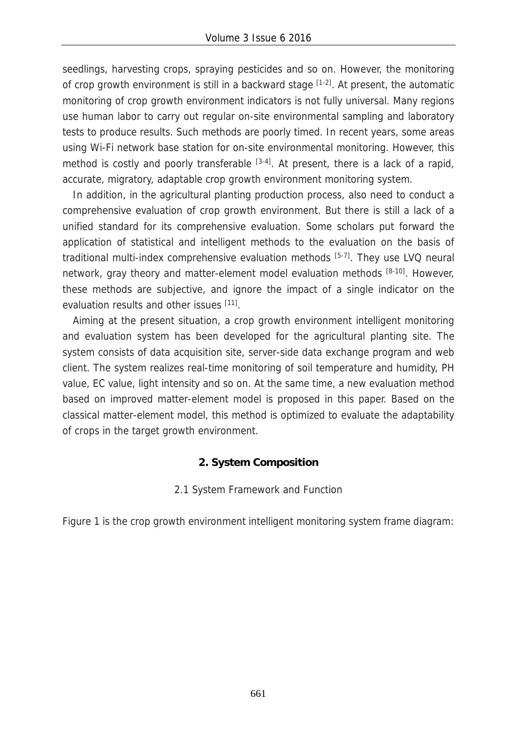seedlings, harvesting crops, spraying pesticides and so on. However, the monitoring of crop growth environment is still in a backward stage [1-2]. At present, the automatic monitoring of crop growth environment indicators is not fully universal. Many regions use human labor to carry out regular on-site environmental sampling and laboratory tests to produce results. Such methods are poorly timed. In recent years, some areas using Wi-Fi network base station for on-site environmental monitoring. However, this method is costly and poorly transferable [3-4]. At present, there is a lack of a rapid, accurate, migratory, adaptable crop growth environment monitoring system.

In addition, in the agricultural planting production process, also need to conduct a comprehensive evaluation of crop growth environment. But there is still a lack of a unified standard for its comprehensive evaluation. Some scholars put forward the application of statistical and intelligent methods to the evaluation on the basis of traditional multi-index comprehensive evaluation methods [5-7]. They use LVQ neural network, gray theory and matter-element model evaluation methods [8-10]. However, these methods are subjective, and ignore the impact of a single indicator on the evaluation results and other issues [11].

Aiming at the present situation, a crop growth environment intelligent monitoring and evaluation system has been developed for the agricultural planting site. The system consists of data acquisition site, server-side data exchange program and web client. The system realizes real-time monitoring of soil temperature and humidity, PH value, EC value, light intensity and so on. At the same time, a new evaluation method based on improved matter-element model is proposed in this paper. Based on the classical matter-element model, this method is optimized to evaluate the adaptability of crops in the target growth environment.

## 2. System Composition

### 2.1 System Framework and Function

Figure 1 is the crop growth environment intelligent monitoring system frame diagram: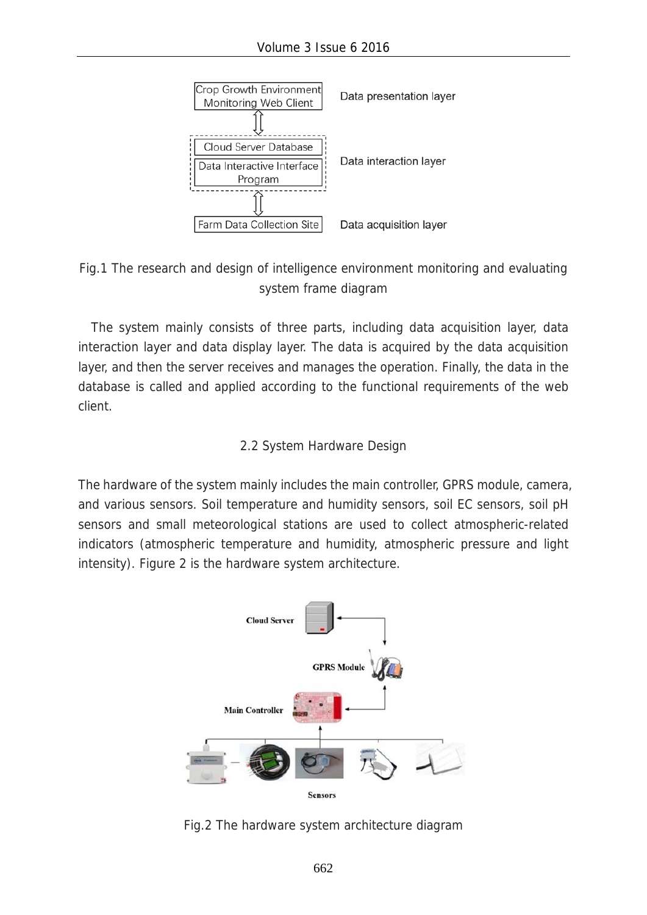Fig.1 The research and design of intelligence environment monitoring and evaluating system frame diagram

The system mainly consists of three parts, including data acquisition layer, data interaction layer and data display layer. The data is acquired by the data acquisition layer, and then the server receives and manages the operation. Finally, the data in the database is called and applied according to the functional requirements of the web client.

## 2.2 System Hardware Design

The hardware of the system mainly includes the main controller, GPRS module, camera, and various sensors. Soil temperature and humidity sensors, soil EC sensors, soil pH sensors and small meteorological stations are used to collect atmospheric-related indicators (atmospheric temperature and humidity, atmospheric pressure and light intensity). Figure 2 is the hardware system architecture.

Fig.2 The hardware system architecture diagram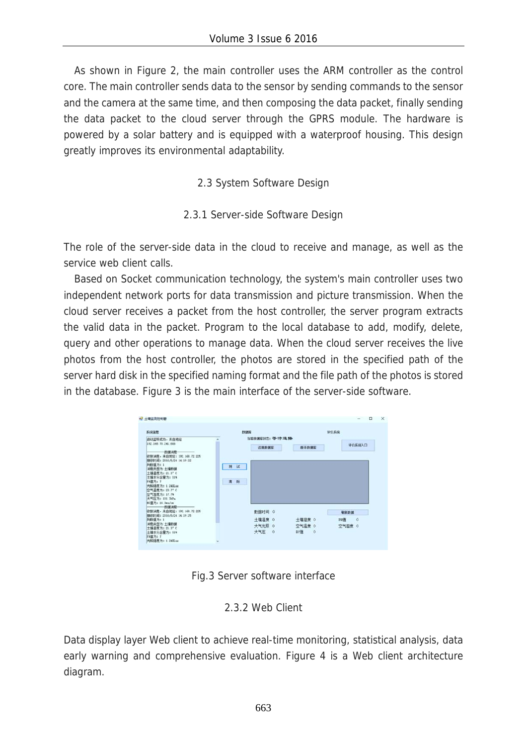As shown in Figure 2, the main controller uses the ARM controller as the control core. The main controller sends data to the sensor by sending commands to the sensor and the camera at the same time, and then composing the data packet, finally sending the data packet to the cloud server through the GPRS module. The hardware is powered by a solar battery and is equipped with a waterproof housing. This design greatly improves its environmental adaptability.

### 2.3 System Software Design

#### 2.3.1 Server-side Software Design

The role of the server-side data in the cloud to receive and manage, as well as the service web client calls.

Based on Socket communication technology, the system's main controller uses two independent network ports for data transmission and picture transmission. When the cloud server receives a packet from the host controller, the server program extracts the valid data in the packet. Program to the local database to add, modify, delete, query and other operations to manage data. When the cloud server receives the live photos from the host controller, the photos are stored in the specified path of the server hard disk in the specified naming format and the file path of the photos is stored in the database. Figure 3 is the main interface of the server-side software.

Fig.3 Server software interface

#### 2.3.2 Web Client

Data display layer Web client to achieve real-time monitoring, statistical analysis, data early warning and comprehensive evaluation. Figure 4 is a Web client architecture diagram.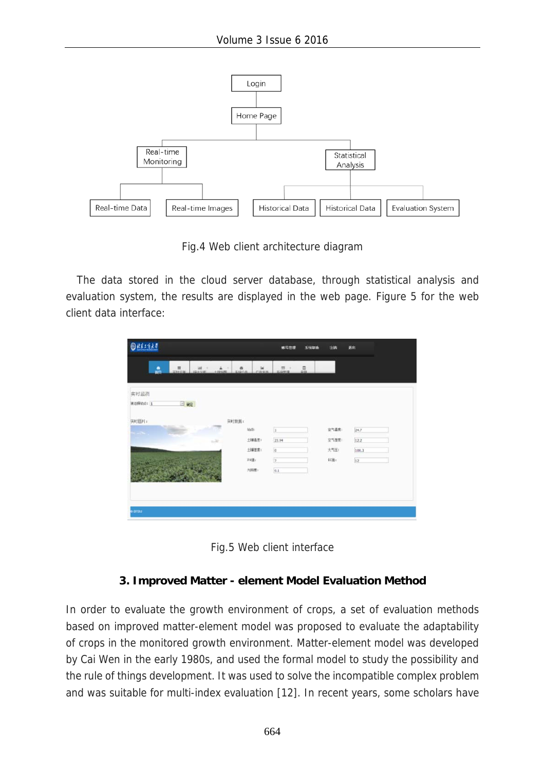Fig.4 Web client architecture diagram

The data stored in the cloud server database, through statistical analysis and evaluation system, the results are displayed in the web page. Figure 5 for the web client data interface:

Fig.5 Web client interface

## 3. Improved Matter - element Model Evaluation Method

In order to evaluate the growth environment of crops, a set of evaluation methods based on improved matter-element model was proposed to evaluate the adaptability of crops in the monitored growth environment. Matter-element model was developed by Cai Wen in the early 1980s, and used the formal model to study the possibility and the rule of things development. It was used to solve the incompatible complex problem and was suitable for multi-index evaluation [12]. In recent years, some scholars have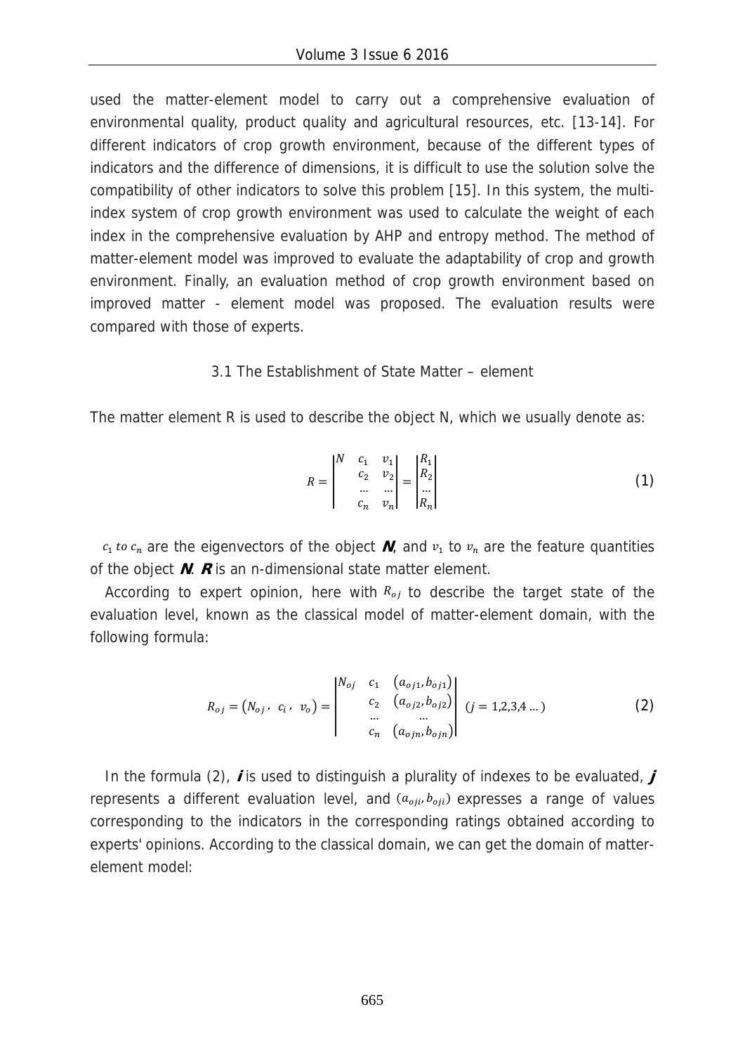used the matter-element model to carry out a comprehensive evaluation of environmental quality, product quality and agricultural resources, etc. [13-14]. For different indicators of crop growth environment, because of the different types of indicators and the difference of dimensions, it is difficult to use the solution solve the compatibility of other indicators to solve this problem [15]. In this system, the multi-index system of crop growth environment was used to calculate the weight of each index in the comprehensive evaluation by AHP and entropy method. The method of matter-element model was improved to evaluate the adaptability of crop and growth environment. Finally, an evaluation method of crop growth environment based on improved matter - element model was proposed. The evaluation results were compared with those of experts.

### 3.1 The Establishment of State Matter – element

The matter element R is used to describe the object N, which we usually denote as:

$$R = \begin{vmatrix} N & c_1 & v_1 \\ & c_2 & v_2 \\ & \dots & \dots \\ & c_n & v_n \end{vmatrix} = \begin{vmatrix} R_1 \\ R_2 \\ \dots \\ R_n \end{vmatrix} \tag{1}$$

$c_1$ *to* $c_n$ are the eigenvectors of the object ***N***, and $v_1$ to $v_n$ are the feature quantities of the object ***N***. ***R*** is an n-dimensional state matter element.

According to expert opinion, here with $R_{oj}$ to describe the target state of the evaluation level, known as the classical model of matter-element domain, with the following formula:

$$R_{oj} = (N_{oj},\ c_i,\ v_o) = \begin{vmatrix} N_{oj} & c_1 & (a_{oj1}, b_{oj1}) \\ & c_2 & (a_{oj2}, b_{oj2}) \\ & \dots & \dots \\ & c_n & (a_{ojn}, b_{ojn}) \end{vmatrix} \quad (j = 1,2,3,4 \dots) \tag{2}$$

In the formula (2), ***i*** is used to distinguish a plurality of indexes to be evaluated, ***j*** represents a different evaluation level, and $(a_{oji}, b_{oji})$ expresses a range of values corresponding to the indicators in the corresponding ratings obtained according to experts' opinions. According to the classical domain, we can get the domain of matter-element model: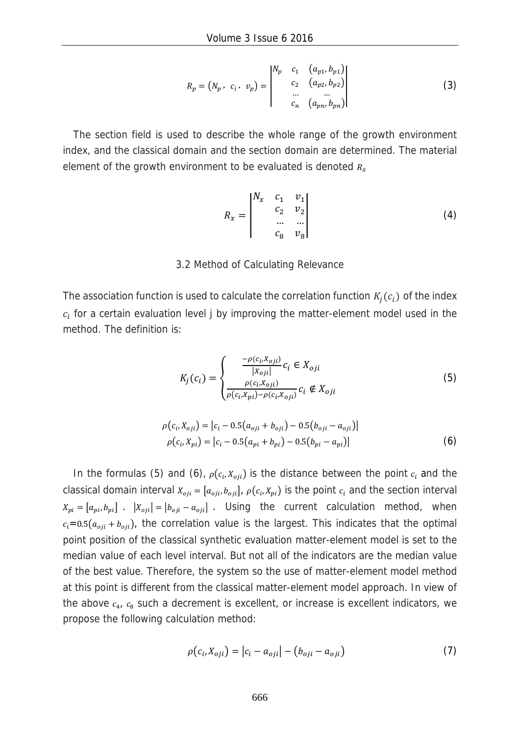$$R_p = (N_p,\ c_i,\ v_p) = \begin{vmatrix} N_p & c_1 & (a_{p1}, b_{p1}) \\ & c_2 & (a_{p2}, b_{p2}) \\ & \dots & \dots \\ & c_n & (a_{pn}, b_{pn}) \end{vmatrix} \tag{3}$$

The section field is used to describe the whole range of the growth environment index, and the classical domain and the section domain are determined. The material element of the growth environment to be evaluated is denoted $R_x$

$$R_x = \begin{vmatrix} N_x & c_1 & v_1 \\ & c_2 & v_2 \\ & \dots & \dots \\ & c_8 & v_8 \end{vmatrix} \tag{4}$$

### 3.2 Method of Calculating Relevance

The association function is used to calculate the correlation function $K_j(c_i)$ of the index $c_i$ for a certain evaluation level j by improving the matter-element model used in the method. The definition is:

$$K_j(c_i) = \begin{cases} \dfrac{-\rho(c_i, X_{oji})}{|X_{oji}|} c_i \in X_{oji} \\ \dfrac{\rho(c_i, X_{oji})}{\rho(c_i, X_{pi}) - \rho(c_i, X_{oji})} c_i \notin X_{oji} \end{cases} \tag{5}$$

$$\begin{aligned} \rho(c_i, X_{oji}) &= |c_i - 0.5(a_{oji} + b_{oji}) - 0.5(b_{oji} - a_{oji})| \\ \rho(c_i, X_{pi}) &= |c_i - 0.5(a_{pi} + b_{pi}) - 0.5(b_{pi} - a_{pi})| \end{aligned} \tag{6}$$

In the formulas (5) and (6), $\rho(c_i, X_{oji})$ is the distance between the point $c_i$ and the classical domain interval $X_{oji} = [a_{oji}, b_{oji}]$, $\rho(c_i, X_{pi})$ is the point $c_i$ and the section interval $X_{pi} = [a_{pi}, b_{pi}]$ . $|X_{oji}| = |b_{oji} - a_{oji}|$ . Using the current calculation method, when $c_i$=$0.5(a_{oji} + b_{oji})$, the correlation value is the largest. This indicates that the optimal point position of the classical synthetic evaluation matter-element model is set to the median value of each level interval. But not all of the indicators are the median value of the best value. Therefore, the system so the use of matter-element model method at this point is different from the classical matter-element model approach. In view of the above $c_4$, $c_8$ such a decrement is excellent, or increase is excellent indicators, we propose the following calculation method:

$$\rho(c_i, X_{oji}) = |c_i - a_{oji}| - (b_{oji} - a_{oji}) \tag{7}$$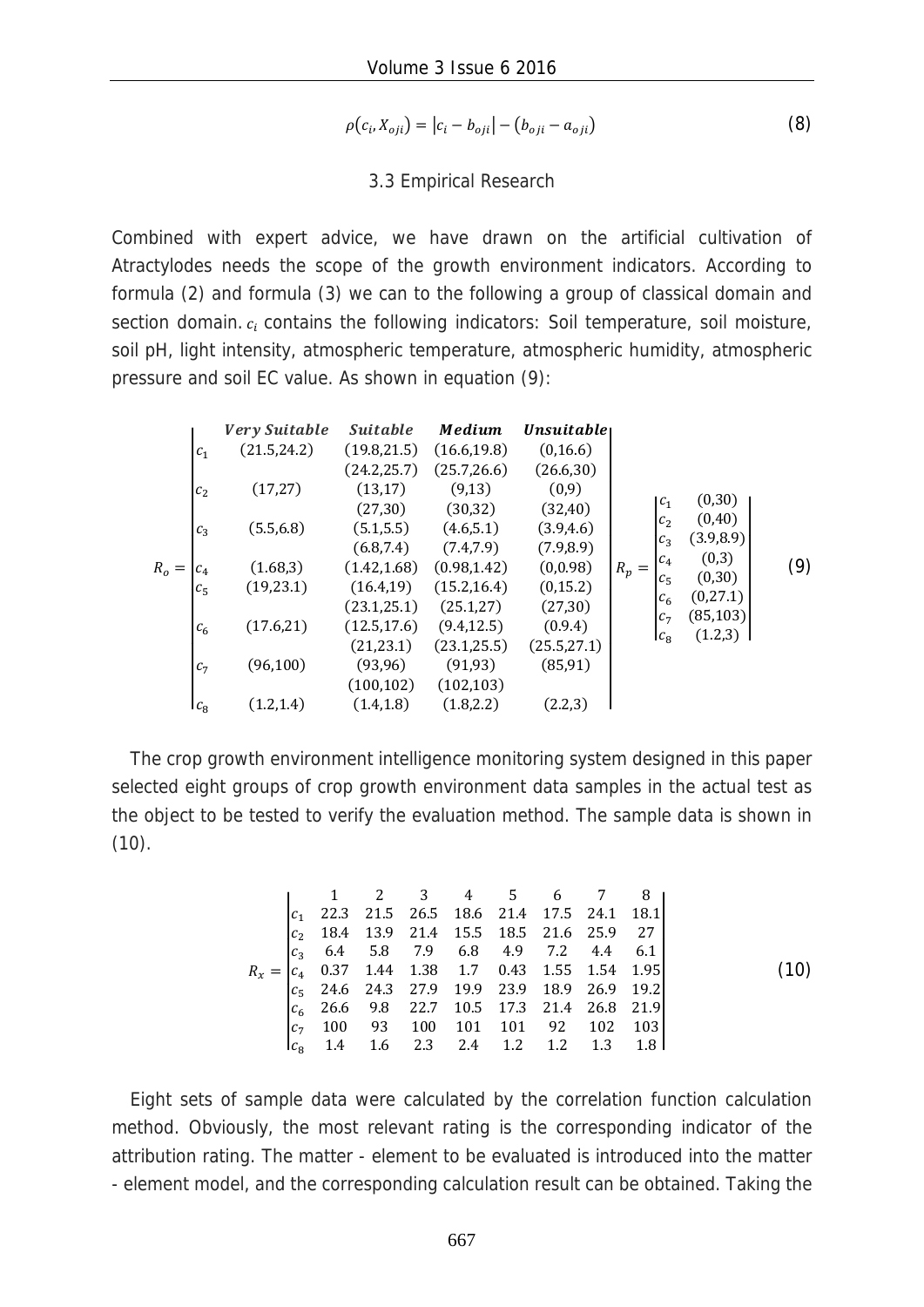$$\rho(c_i, X_{oji}) = |c_i - b_{oji}| - (b_{oji} - a_{oji}) \tag{8}$$

### 3.3 Empirical Research

Combined with expert advice, we have drawn on the artificial cultivation of Atractylodes needs the scope of the growth environment indicators. According to formula (2) and formula (3) we can to the following a group of classical domain and section domain. $c_i$ contains the following indicators: Soil temperature, soil moisture, soil pH, light intensity, atmospheric temperature, atmospheric humidity, atmospheric pressure and soil EC value. As shown in equation (9):

$$R_o = \begin{vmatrix} & \textit{Very Suitable} & \textit{Suitable} & \textit{Medium} & \textit{Unsuitable} \\ c_1 & (21.5,24.2) & (19.8,21.5) & (16.6,19.8) & (0,16.6) \\ & & (24.2,25.7) & (25.7,26.6) & (26.6,30) \\ c_2 & (17,27) & (13,17) & (9,13) & (0,9) \\ & & (27,30) & (30,32) & (32,40) \\ c_3 & (5.5,6.8) & (5.1,5.5) & (4.6,5.1) & (3.9,4.6) \\ & & (6.8,7.4) & (7.4,7.9) & (7.9,8.9) \\ c_4 & (1.68,3) & (1.42,1.68) & (0.98,1.42) & (0,0.98) \\ c_5 & (19,23.1) & (16.4,19) & (15.2,16.4) & (0,15.2) \\ & & (23.1,25.1) & (25.1,27) & (27,30) \\ c_6 & (17.6,21) & (12.5,17.6) & (9.4,12.5) & (0.9.4) \\ & & (21,23.1) & (23.1,25.5) & (25.5,27.1) \\ c_7 & (96,100) & (93,96) & (91,93) & (85,91) \\ & & (100,102) & (102,103) & \\ c_8 & (1.2,1.4) & (1.4,1.8) & (1.8,2.2) & (2.2,3) \end{vmatrix} \quad R_p = \begin{vmatrix} c_1 & (0,30) \\ c_2 & (0,40) \\ c_3 & (3.9,8.9) \\ c_4 & (0,3) \\ c_5 & (0,30) \\ c_6 & (0,27.1) \\ c_7 & (85,103) \\ c_8 & (1.2,3) \end{vmatrix} \tag{9}$$

The crop growth environment intelligence monitoring system designed in this paper selected eight groups of crop growth environment data samples in the actual test as the object to be tested to verify the evaluation method. The sample data is shown in (10).

$$R_x = \begin{vmatrix} & 1 & 2 & 3 & 4 & 5 & 6 & 7 & 8 \\ c_1 & 22.3 & 21.5 & 26.5 & 18.6 & 21.4 & 17.5 & 24.1 & 18.1 \\ c_2 & 18.4 & 13.9 & 21.4 & 15.5 & 18.5 & 21.6 & 25.9 & 27 \\ c_3 & 6.4 & 5.8 & 7.9 & 6.8 & 4.9 & 7.2 & 4.4 & 6.1 \\ c_4 & 0.37 & 1.44 & 1.38 & 1.7 & 0.43 & 1.55 & 1.54 & 1.95 \\ c_5 & 24.6 & 24.3 & 27.9 & 19.9 & 23.9 & 18.9 & 26.9 & 19.2 \\ c_6 & 26.6 & 9.8 & 22.7 & 10.5 & 17.3 & 21.4 & 26.8 & 21.9 \\ c_7 & 100 & 93 & 100 & 101 & 101 & 92 & 102 & 103 \\ c_8 & 1.4 & 1.6 & 2.3 & 2.4 & 1.2 & 1.2 & 1.3 & 1.8 \end{vmatrix} \tag{10}$$

Eight sets of sample data were calculated by the correlation function calculation method. Obviously, the most relevant rating is the corresponding indicator of the attribution rating. The matter - element to be evaluated is introduced into the matter - element model, and the corresponding calculation result can be obtained. Taking the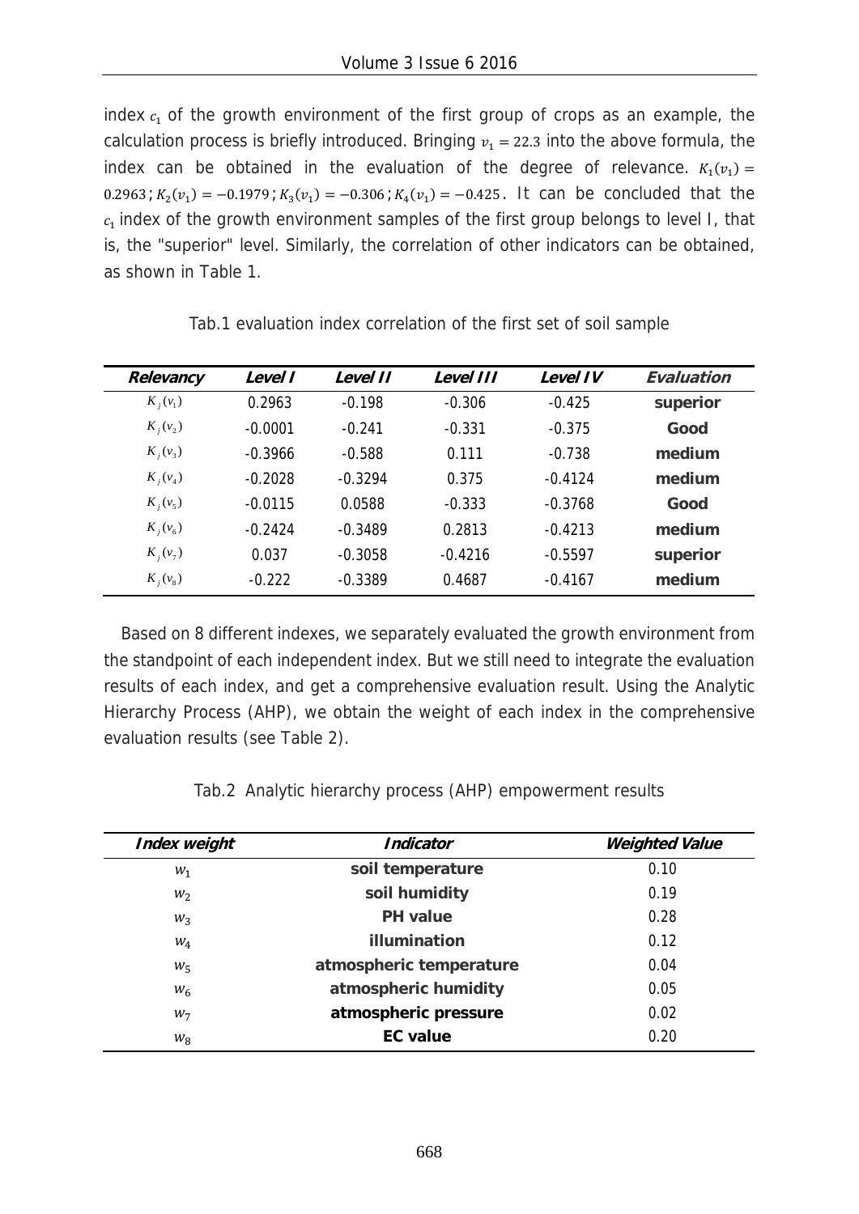index $c_1$ of the growth environment of the first group of crops as an example, the calculation process is briefly introduced. Bringing $v_1 = 22.3$ into the above formula, the index can be obtained in the evaluation of the degree of relevance. $K_1(v_1) = 0.2963$; $K_2(v_1) = -0.1979$; $K_3(v_1) = -0.306$; $K_4(v_1) = -0.425$. It can be concluded that the $c_1$ index of the growth environment samples of the first group belongs to level I, that is, the "superior" level. Similarly, the correlation of other indicators can be obtained, as shown in Table 1.

Tab.1 evaluation index correlation of the first set of soil sample

| *Relevancy* | *Level I* | *Level II* | *Level III* | *Level IV* | *Evaluation* |
|---|---|---|---|---|---|
| $K_j(v_1)$ | 0.2963 | -0.198 | -0.306 | -0.425 | **superior** |
| $K_j(v_2)$ | -0.0001 | -0.241 | -0.331 | -0.375 | **Good** |
| $K_j(v_3)$ | -0.3966 | -0.588 | 0.111 | -0.738 | **medium** |
| $K_j(v_4)$ | -0.2028 | -0.3294 | 0.375 | -0.4124 | **medium** |
| $K_j(v_5)$ | -0.0115 | 0.0588 | -0.333 | -0.3768 | **Good** |
| $K_j(v_6)$ | -0.2424 | -0.3489 | 0.2813 | -0.4213 | **medium** |
| $K_j(v_7)$ | 0.037 | -0.3058 | -0.4216 | -0.5597 | **superior** |
| $K_j(v_8)$ | -0.222 | -0.3389 | 0.4687 | -0.4167 | **medium** |

Based on 8 different indexes, we separately evaluated the growth environment from the standpoint of each independent index. But we still need to integrate the evaluation results of each index, and get a comprehensive evaluation result. Using the Analytic Hierarchy Process (AHP), we obtain the weight of each index in the comprehensive evaluation results (see Table 2).

Tab.2 Analytic hierarchy process (AHP) empowerment results

| *Index weight* | *Indicator* | *Weighted Value* |
|---|---|---|
| $w_1$ | **soil temperature** | 0.10 |
| $w_2$ | **soil humidity** | 0.19 |
| $w_3$ | **PH value** | 0.28 |
| $w_4$ | **illumination** | 0.12 |
| $w_5$ | **atmospheric temperature** | 0.04 |
| $w_6$ | **atmospheric humidity** | 0.05 |
| $w_7$ | **atmospheric pressure** | 0.02 |
| $w_8$ | **EC value** | 0.20 |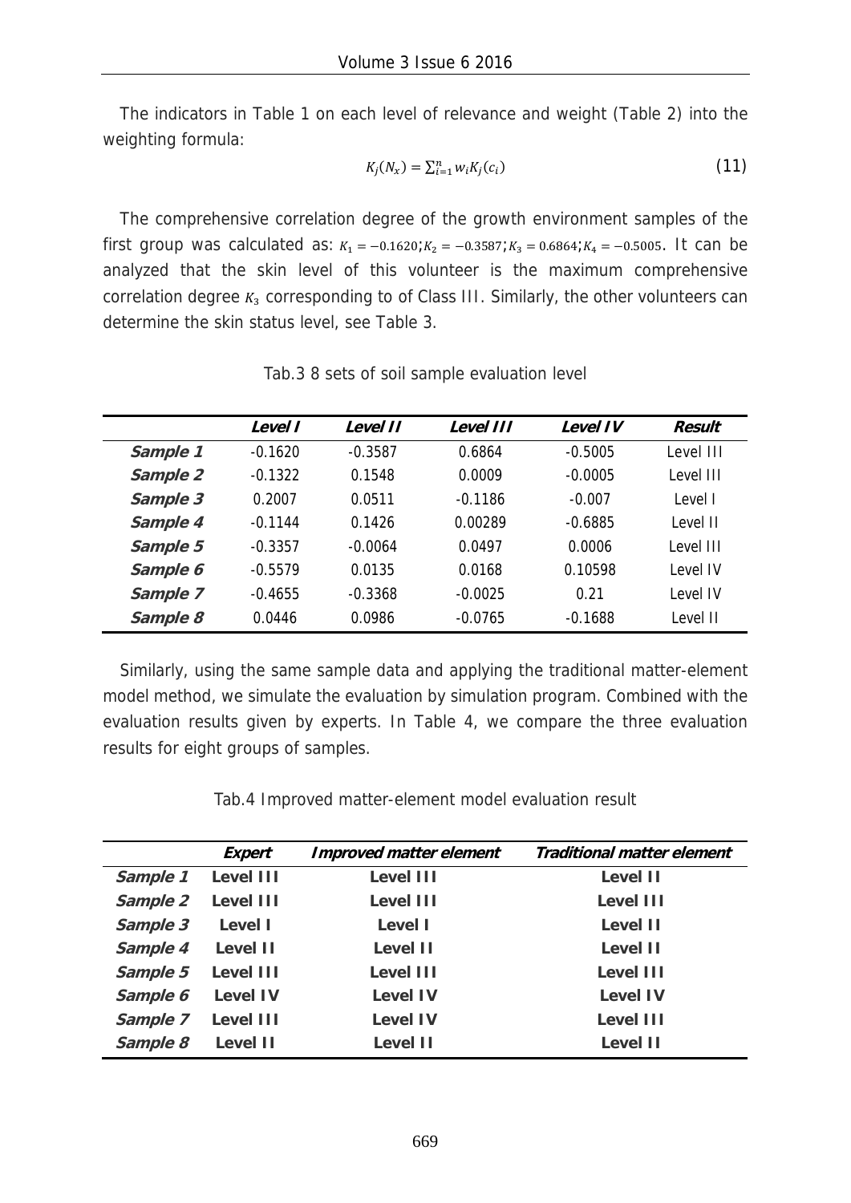The indicators in Table 1 on each level of relevance and weight (Table 2) into the weighting formula:

$$K_j(N_x) = \sum_{i=1}^{n} w_i K_j(c_i) \tag{11}$$

The comprehensive correlation degree of the growth environment samples of the first group was calculated as: $K_1 = -0.1620; K_2 = -0.3587; K_3 = 0.6864; K_4 = -0.5005$. It can be analyzed that the skin level of this volunteer is the maximum comprehensive correlation degree $K_3$ corresponding to of Class III. Similarly, the other volunteers can determine the skin status level, see Table 3.

Tab.3 8 sets of soil sample evaluation level

| | *Level I* | *Level II* | *Level III* | *Level IV* | *Result* |
|---|---|---|---|---|---|
| ***Sample 1*** | -0.1620 | -0.3587 | 0.6864 | -0.5005 | Level III |
| ***Sample 2*** | -0.1322 | 0.1548 | 0.0009 | -0.0005 | Level III |
| ***Sample 3*** | 0.2007 | 0.0511 | -0.1186 | -0.007 | Level I |
| ***Sample 4*** | -0.1144 | 0.1426 | 0.00289 | -0.6885 | Level II |
| ***Sample 5*** | -0.3357 | -0.0064 | 0.0497 | 0.0006 | Level III |
| ***Sample 6*** | -0.5579 | 0.0135 | 0.0168 | 0.10598 | Level IV |
| ***Sample 7*** | -0.4655 | -0.3368 | -0.0025 | 0.21 | Level IV |
| ***Sample 8*** | 0.0446 | 0.0986 | -0.0765 | -0.1688 | Level II |

Similarly, using the same sample data and applying the traditional matter-element model method, we simulate the evaluation by simulation program. Combined with the evaluation results given by experts. In Table 4, we compare the three evaluation results for eight groups of samples.

Tab.4 Improved matter-element model evaluation result

| | *Expert* | *Improved matter element* | *Traditional matter element* |
|---|---|---|---|
| *Sample 1* | **Level III** | **Level III** | **Level II** |
| *Sample 2* | **Level III** | **Level III** | **Level III** |
| *Sample 3* | **Level I** | **Level I** | **Level II** |
| *Sample 4* | **Level II** | **Level II** | **Level II** |
| *Sample 5* | **Level III** | **Level III** | **Level III** |
| *Sample 6* | **Level IV** | **Level IV** | **Level IV** |
| *Sample 7* | **Level III** | **Level IV** | **Level III** |
| *Sample 8* | **Level II** | **Level II** | **Level II** |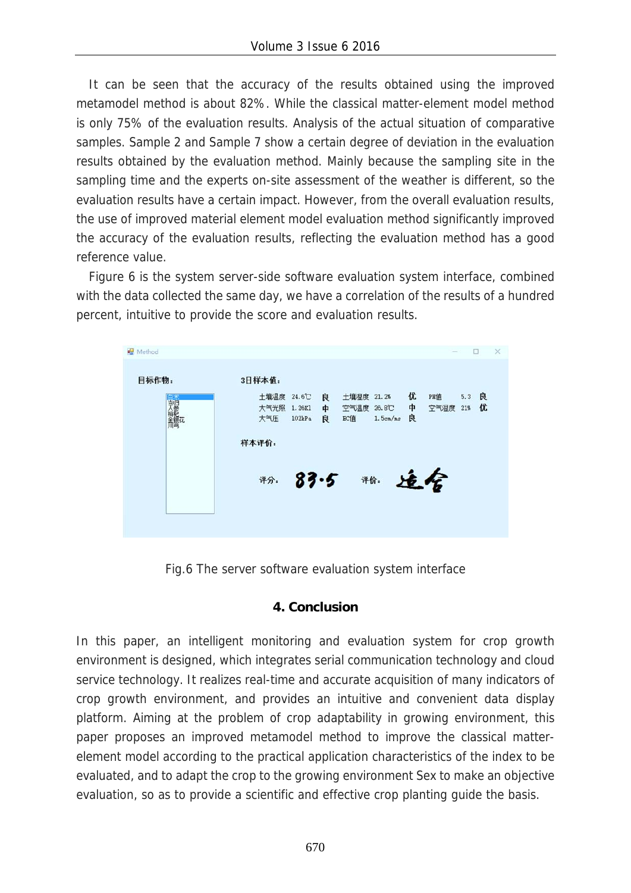It can be seen that the accuracy of the results obtained using the improved metamodel method is about 82%. While the classical matter-element model method is only 75% of the evaluation results. Analysis of the actual situation of comparative samples. Sample 2 and Sample 7 show a certain degree of deviation in the evaluation results obtained by the evaluation method. Mainly because the sampling site in the sampling time and the experts on-site assessment of the weather is different, so the evaluation results have a certain impact. However, from the overall evaluation results, the use of improved material element model evaluation method significantly improved the accuracy of the evaluation results, reflecting the evaluation method has a good reference value.

Figure 6 is the system server-side software evaluation system interface, combined with the data collected the same day, we have a correlation of the results of a hundred percent, intuitive to provide the score and evaluation results.

Fig.6 The server software evaluation system interface

## 4. Conclusion

In this paper, an intelligent monitoring and evaluation system for crop growth environment is designed, which integrates serial communication technology and cloud service technology. It realizes real-time and accurate acquisition of many indicators of crop growth environment, and provides an intuitive and convenient data display platform. Aiming at the problem of crop adaptability in growing environment, this paper proposes an improved metamodel method to improve the classical matter-element model according to the practical application characteristics of the index to be evaluated, and to adapt the crop to the growing environment Sex to make an objective evaluation, so as to provide a scientific and effective crop planting guide the basis.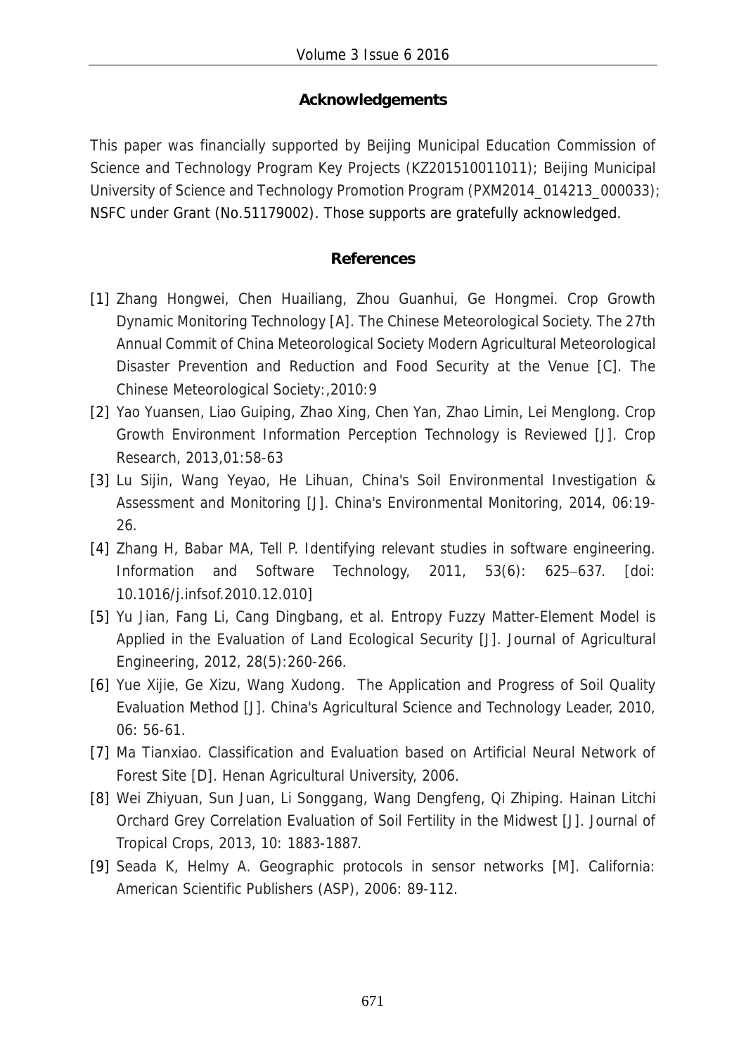## Acknowledgements

This paper was financially supported by Beijing Municipal Education Commission of Science and Technology Program Key Projects (KZ201510011011); Beijing Municipal University of Science and Technology Promotion Program (PXM2014_014213_000033); NSFC under Grant (No.51179002). Those supports are gratefully acknowledged.

## References

[1] Zhang Hongwei, Chen Huailiang, Zhou Guanhui, Ge Hongmei. Crop Growth Dynamic Monitoring Technology [A]. The Chinese Meteorological Society. The 27th Annual Commit of China Meteorological Society Modern Agricultural Meteorological Disaster Prevention and Reduction and Food Security at the Venue [C]. The Chinese Meteorological Society:,2010:9

[2] Yao Yuansen, Liao Guiping, Zhao Xing, Chen Yan, Zhao Limin, Lei Menglong. Crop Growth Environment Information Perception Technology is Reviewed [J]. Crop Research, 2013,01:58-63

[3] Lu Sijin, Wang Yeyao, He Lihuan, China's Soil Environmental Investigation & Assessment and Monitoring [J]. China's Environmental Monitoring, 2014, 06:19-26.

[4] Zhang H, Babar MA, Tell P. Identifying relevant studies in software engineering. Information and Software Technology, 2011, 53(6): 625–637. [doi: 10.1016/j.infsof.2010.12.010]

[5] Yu Jian, Fang Li, Cang Dingbang, et al. Entropy Fuzzy Matter-Element Model is Applied in the Evaluation of Land Ecological Security [J]. Journal of Agricultural Engineering, 2012, 28(5):260-266.

[6] Yue Xijie, Ge Xizu, Wang Xudong. The Application and Progress of Soil Quality Evaluation Method [J]. China's Agricultural Science and Technology Leader, 2010, 06: 56-61.

[7] Ma Tianxiao. Classification and Evaluation based on Artificial Neural Network of Forest Site [D]. Henan Agricultural University, 2006.

[8] Wei Zhiyuan, Sun Juan, Li Songgang, Wang Dengfeng, Qi Zhiping. Hainan Litchi Orchard Grey Correlation Evaluation of Soil Fertility in the Midwest [J]. Journal of Tropical Crops, 2013, 10: 1883-1887.

[9] Seada K, Helmy A. Geographic protocols in sensor networks [M]. California: American Scientific Publishers (ASP), 2006: 89-112.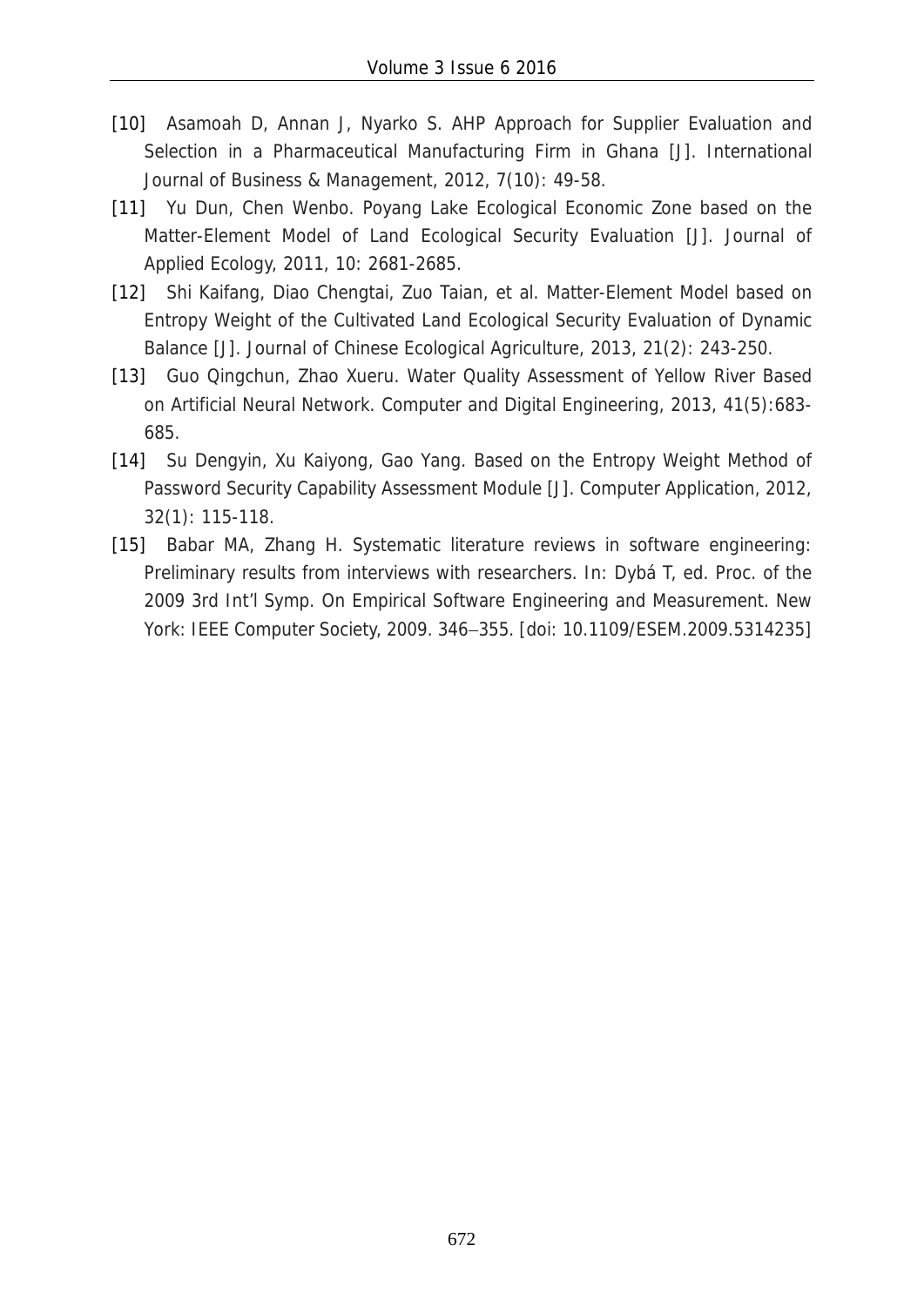[10] Asamoah D, Annan J, Nyarko S. AHP Approach for Supplier Evaluation and Selection in a Pharmaceutical Manufacturing Firm in Ghana [J]. International Journal of Business & Management, 2012, 7(10): 49-58.

[11] Yu Dun, Chen Wenbo. Poyang Lake Ecological Economic Zone based on the Matter-Element Model of Land Ecological Security Evaluation [J]. Journal of Applied Ecology, 2011, 10: 2681-2685.

[12] Shi Kaifang, Diao Chengtai, Zuo Taian, et al. Matter-Element Model based on Entropy Weight of the Cultivated Land Ecological Security Evaluation of Dynamic Balance [J]. Journal of Chinese Ecological Agriculture, 2013, 21(2): 243-250.

[13] Guo Qingchun, Zhao Xueru. Water Quality Assessment of Yellow River Based on Artificial Neural Network. Computer and Digital Engineering, 2013, 41(5):683-685.

[14] Su Dengyin, Xu Kaiyong, Gao Yang. Based on the Entropy Weight Method of Password Security Capability Assessment Module [J]. Computer Application, 2012, 32(1): 115-118.

[15] Babar MA, Zhang H. Systematic literature reviews in software engineering: Preliminary results from interviews with researchers. In: Dybá T, ed. Proc. of the 2009 3rd Int'l Symp. On Empirical Software Engineering and Measurement. New York: IEEE Computer Society, 2009. 346−355. [doi: 10.1109/ESEM.2009.5314235]